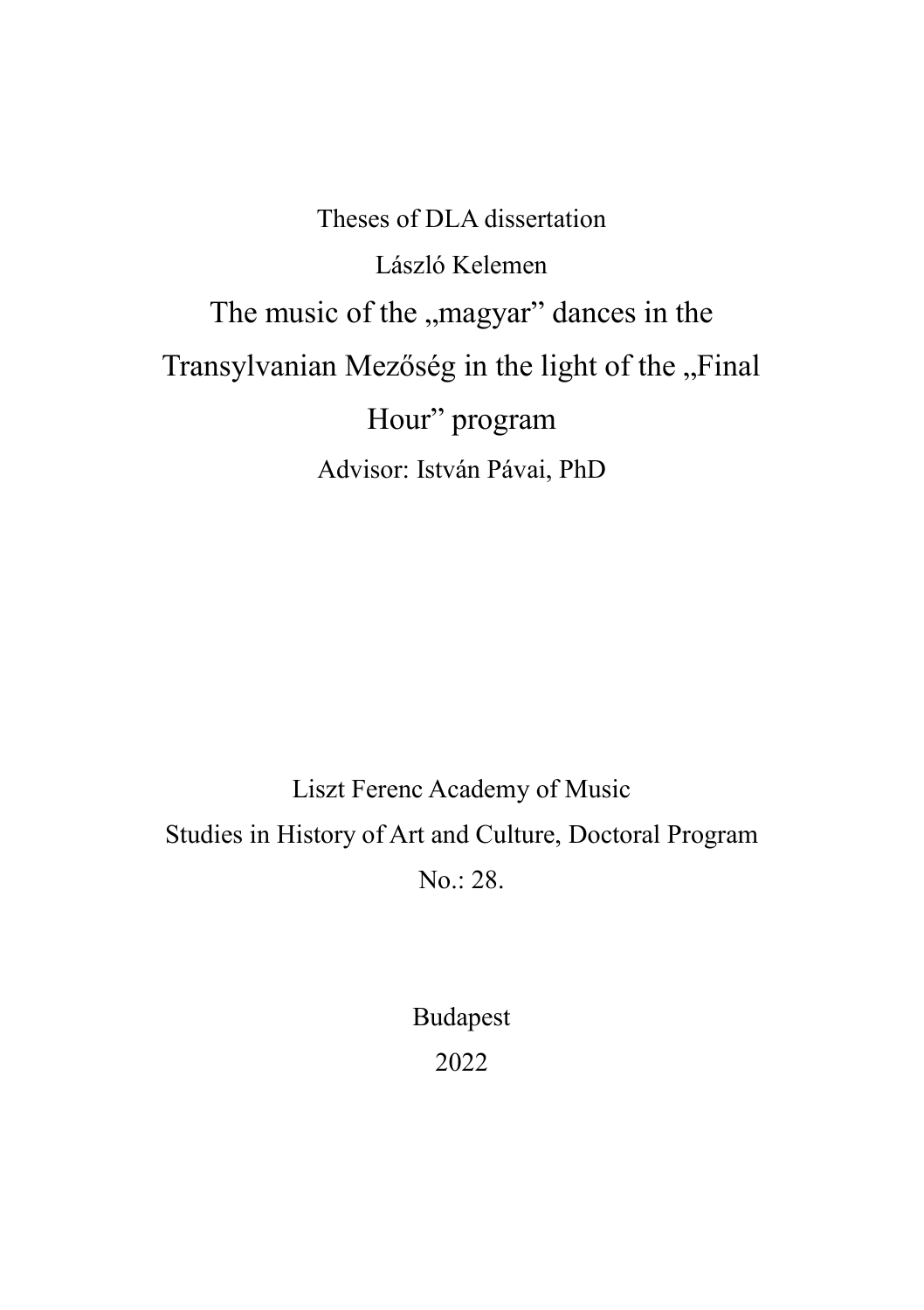Theses of DLA dissertation

László Kelemen

# The music of the „magyar" dances in the Transylvanian Mezőség in the light of the „Final Hour" program

Advisor: István Pávai, PhD

Liszt Ferenc Academy of Music

Studies in History of Art and Culture, Doctoral Program

No.: 28.

Budapest

2022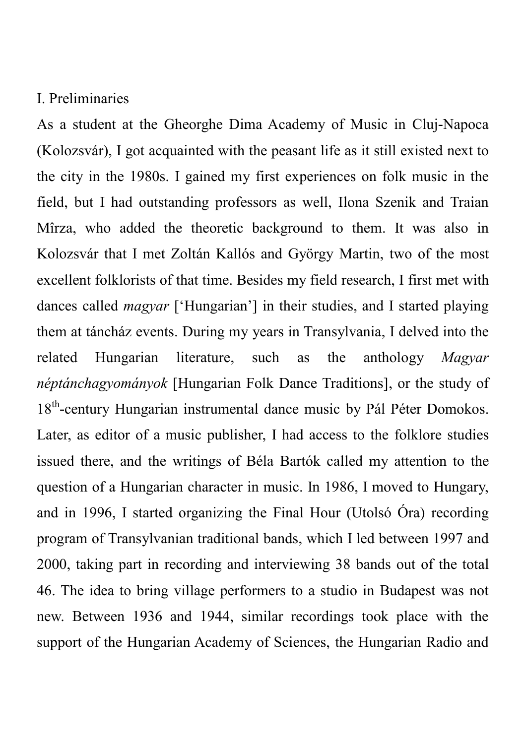## I. Preliminaries

As a student at the Gheorghe Dima Academy of Music in Cluj-Napoca (Kolozsvár), I got acquainted with the peasant life as it still existed next to the city in the 1980s. I gained my first experiences on folk music in the field, but I had outstanding professors as well, Ilona Szenik and Traian Mîrza, who added the theoretic background to them. It was also in Kolozsvár that I met Zoltán Kallós and György Martin, two of the most excellent folklorists of that time. Besides my field research, I first met with dances called *magyar* [‘Hungarian’] in their studies, and I started playing them at táncház events. During my years in Transylvania, I delved into the related Hungarian literature, such as the anthology *Magyar néptánchagyományok* [Hungarian Folk Dance Traditions], or the study of 18th-century Hungarian instrumental dance music by Pál Péter Domokos. Later, as editor of a music publisher, I had access to the folklore studies issued there, and the writings of Béla Bartók called my attention to the question of a Hungarian character in music. In 1986, I moved to Hungary, and in 1996, I started organizing the Final Hour (Utolsó Óra) recording program of Transylvanian traditional bands, which I led between 1997 and 2000, taking part in recording and interviewing 38 bands out of the total 46. The idea to bring village performers to a studio in Budapest was not new. Between 1936 and 1944, similar recordings took place with the support of the Hungarian Academy of Sciences, the Hungarian Radio and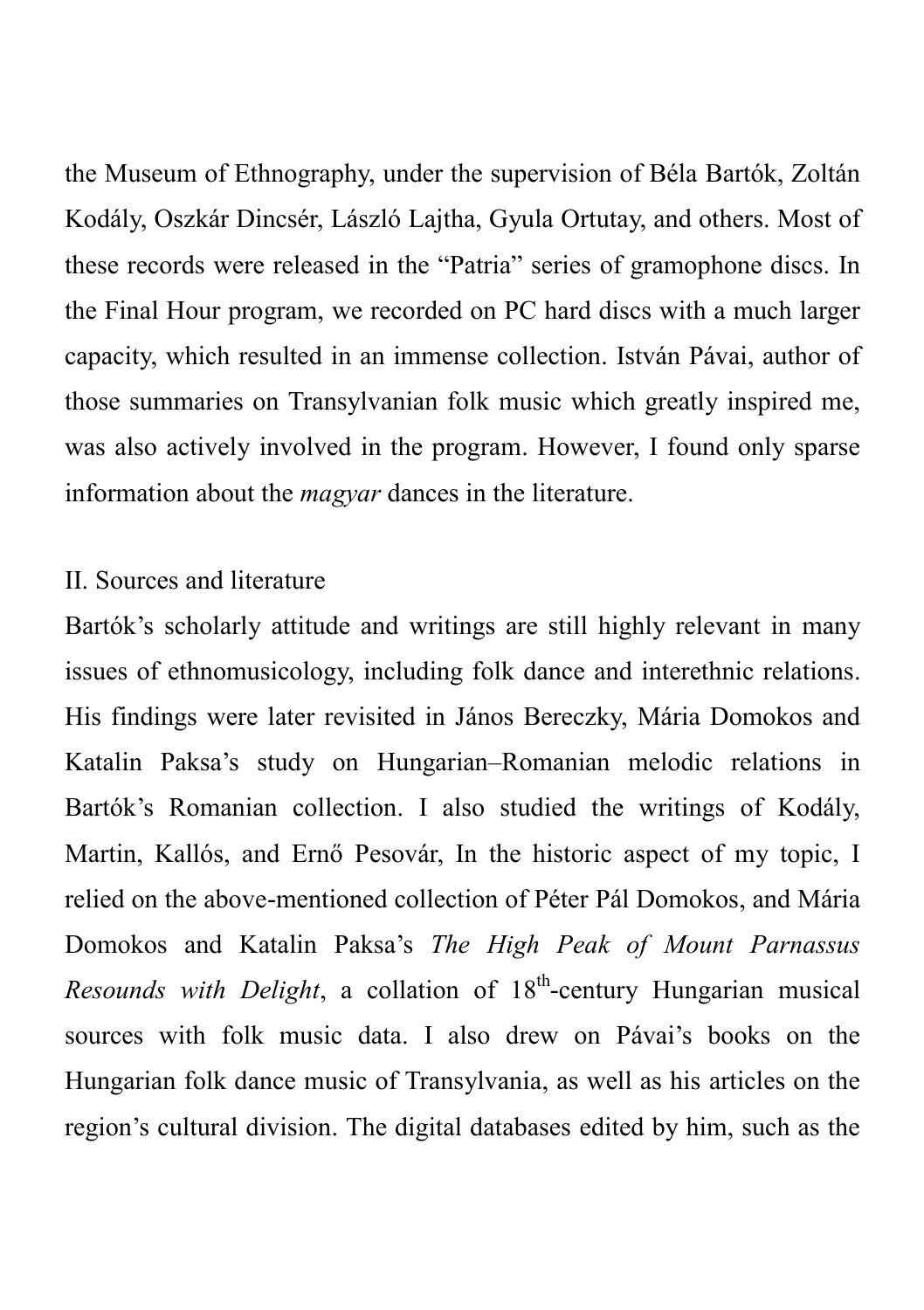the Museum of Ethnography, under the supervision of Béla Bartók, Zoltán Kodály, Oszkár Dincsér, László Lajtha, Gyula Ortutay, and others. Most of these records were released in the "Patria" series of gramophone discs. In the Final Hour program, we recorded on PC hard discs with a much larger capacity, which resulted in an immense collection. István Pávai, author of those summaries on Transylvanian folk music which greatly inspired me, was also actively involved in the program. However, I found only sparse information about the *magyar* dances in the literature.

## II. Sources and literature

Bartók's scholarly attitude and writings are still highly relevant in many issues of ethnomusicology, including folk dance and interethnic relations. His findings were later revisited in János Bereczky, Mária Domokos and Katalin Paksa's study on Hungarian–Romanian melodic relations in Bartók's Romanian collection. I also studied the writings of Kodály, Martin, Kallós, and Ernő Pesovár, In the historic aspect of my topic, I relied on the above-mentioned collection of Péter Pál Domokos, and Mária Domokos and Katalin Paksa's *The High Peak of Mount Parnassus Resounds with Delight*, a collation of 18th-century Hungarian musical sources with folk music data. I also drew on Pávai's books on the Hungarian folk dance music of Transylvania, as well as his articles on the region's cultural division. The digital databases edited by him, such as the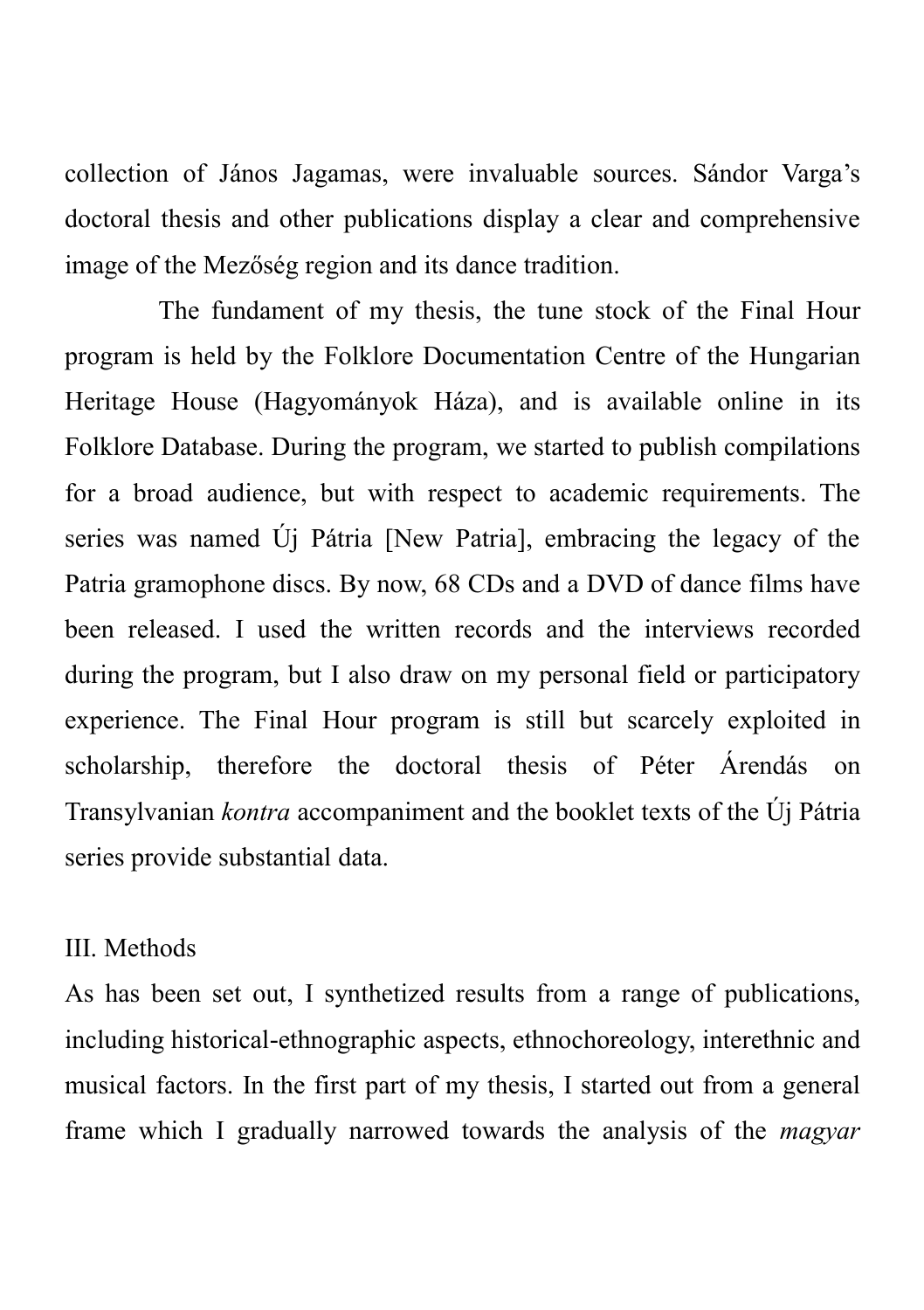collection of János Jagamas, were invaluable sources. Sándor Varga's doctoral thesis and other publications display a clear and comprehensive image of the Mezőség region and its dance tradition.

The fundament of my thesis, the tune stock of the Final Hour program is held by the Folklore Documentation Centre of the Hungarian Heritage House (Hagyományok Háza), and is available online in its Folklore Database. During the program, we started to publish compilations for a broad audience, but with respect to academic requirements. The series was named Új Pátria [New Patria], embracing the legacy of the Patria gramophone discs. By now, 68 CDs and a DVD of dance films have been released. I used the written records and the interviews recorded during the program, but I also draw on my personal field or participatory experience. The Final Hour program is still but scarcely exploited in scholarship, therefore the doctoral thesis of Péter Árendás on Transylvanian *kontra* accompaniment and the booklet texts of the Új Pátria series provide substantial data.

## III. Methods

As has been set out, I synthetized results from a range of publications, including historical-ethnographic aspects, ethnochoreology, interethnic and musical factors. In the first part of my thesis, I started out from a general frame which I gradually narrowed towards the analysis of the *magyar*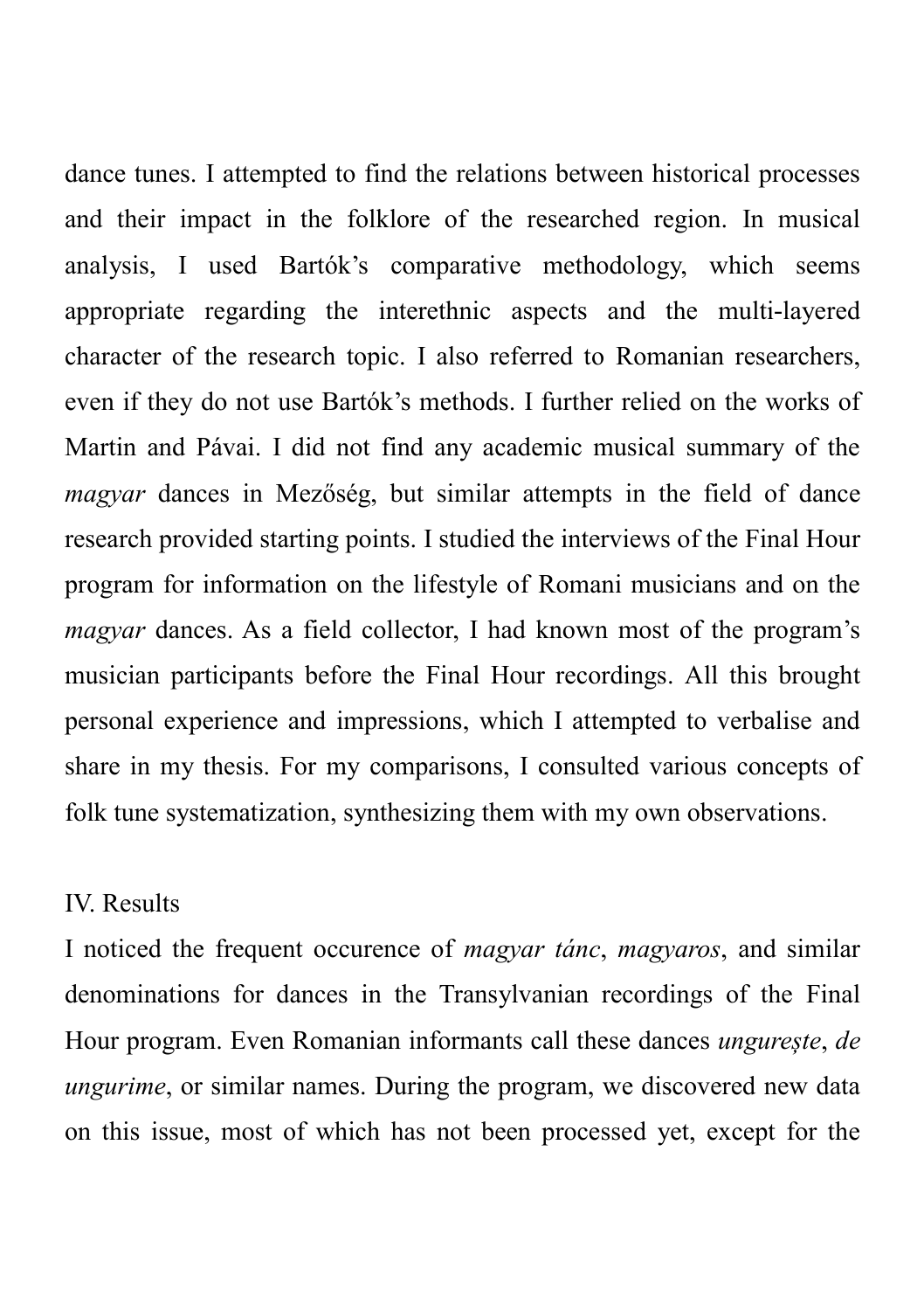dance tunes. I attempted to find the relations between historical processes and their impact in the folklore of the researched region. In musical analysis, I used Bartók's comparative methodology, which seems appropriate regarding the interethnic aspects and the multi-layered character of the research topic. I also referred to Romanian researchers, even if they do not use Bartók's methods. I further relied on the works of Martin and Pávai. I did not find any academic musical summary of the *magyar* dances in Mezőség, but similar attempts in the field of dance research provided starting points. I studied the interviews of the Final Hour program for information on the lifestyle of Romani musicians and on the *magyar* dances. As a field collector, I had known most of the program's musician participants before the Final Hour recordings. All this brought personal experience and impressions, which I attempted to verbalise and share in my thesis. For my comparisons, I consulted various concepts of folk tune systematization, synthesizing them with my own observations.

## IV. Results

I noticed the frequent occurence of *magyar tánc*, *magyaros*, and similar denominations for dances in the Transylvanian recordings of the Final Hour program. Even Romanian informants call these dances *ungurește*, *de ungurime*, or similar names. During the program, we discovered new data on this issue, most of which has not been processed yet, except for the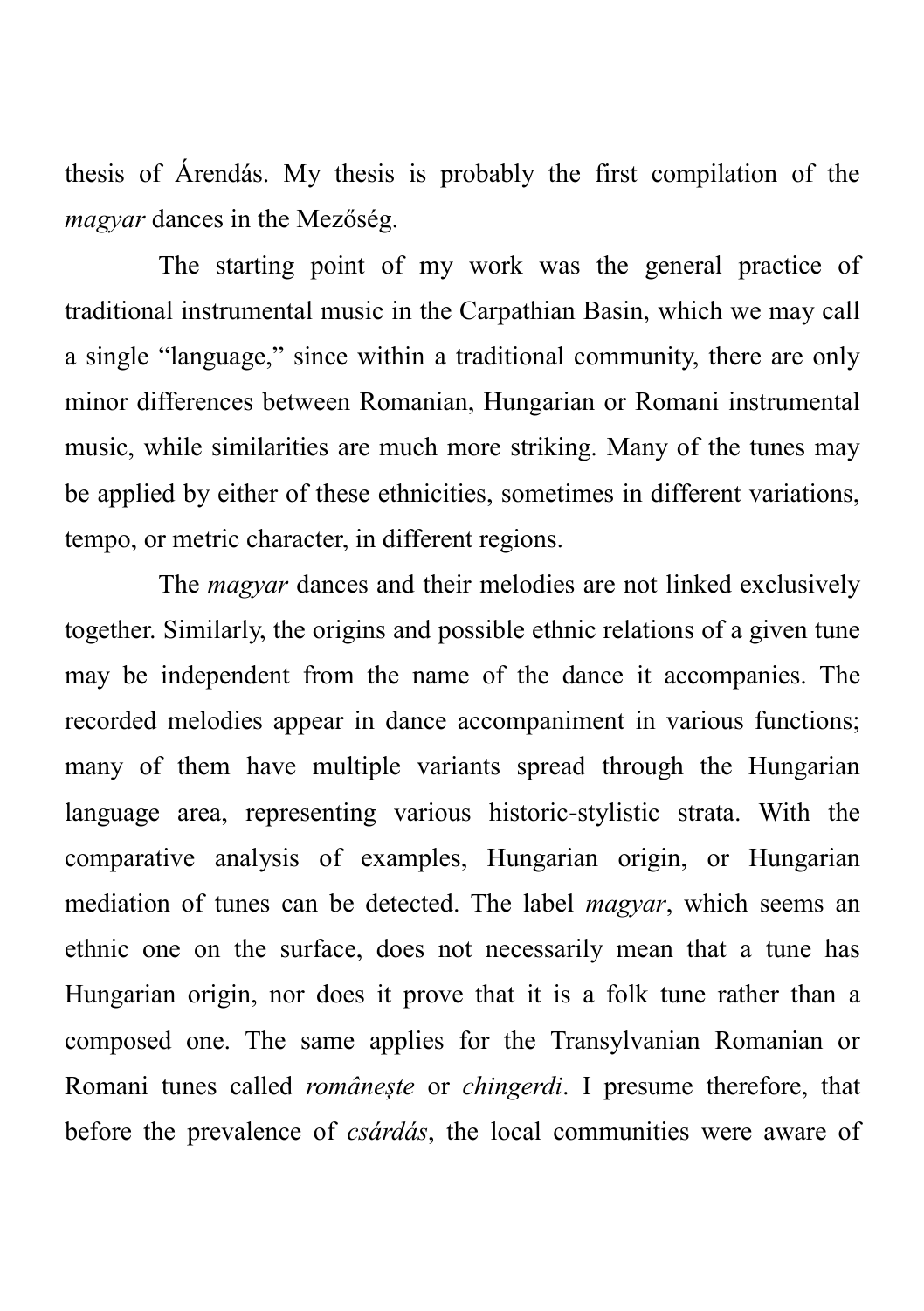thesis of Árendás. My thesis is probably the first compilation of the *magyar* dances in the Mezőség.

The starting point of my work was the general practice of traditional instrumental music in the Carpathian Basin, which we may call a single "language," since within a traditional community, there are only minor differences between Romanian, Hungarian or Romani instrumental music, while similarities are much more striking. Many of the tunes may be applied by either of these ethnicities, sometimes in different variations, tempo, or metric character, in different regions.

The *magyar* dances and their melodies are not linked exclusively together. Similarly, the origins and possible ethnic relations of a given tune may be independent from the name of the dance it accompanies. The recorded melodies appear in dance accompaniment in various functions; many of them have multiple variants spread through the Hungarian language area, representing various historic-stylistic strata. With the comparative analysis of examples, Hungarian origin, or Hungarian mediation of tunes can be detected. The label *magyar*, which seems an ethnic one on the surface, does not necessarily mean that a tune has Hungarian origin, nor does it prove that it is a folk tune rather than a composed one. The same applies for the Transylvanian Romanian or Romani tunes called *românește* or *chingerdi*. I presume therefore, that before the prevalence of *csárdás*, the local communities were aware of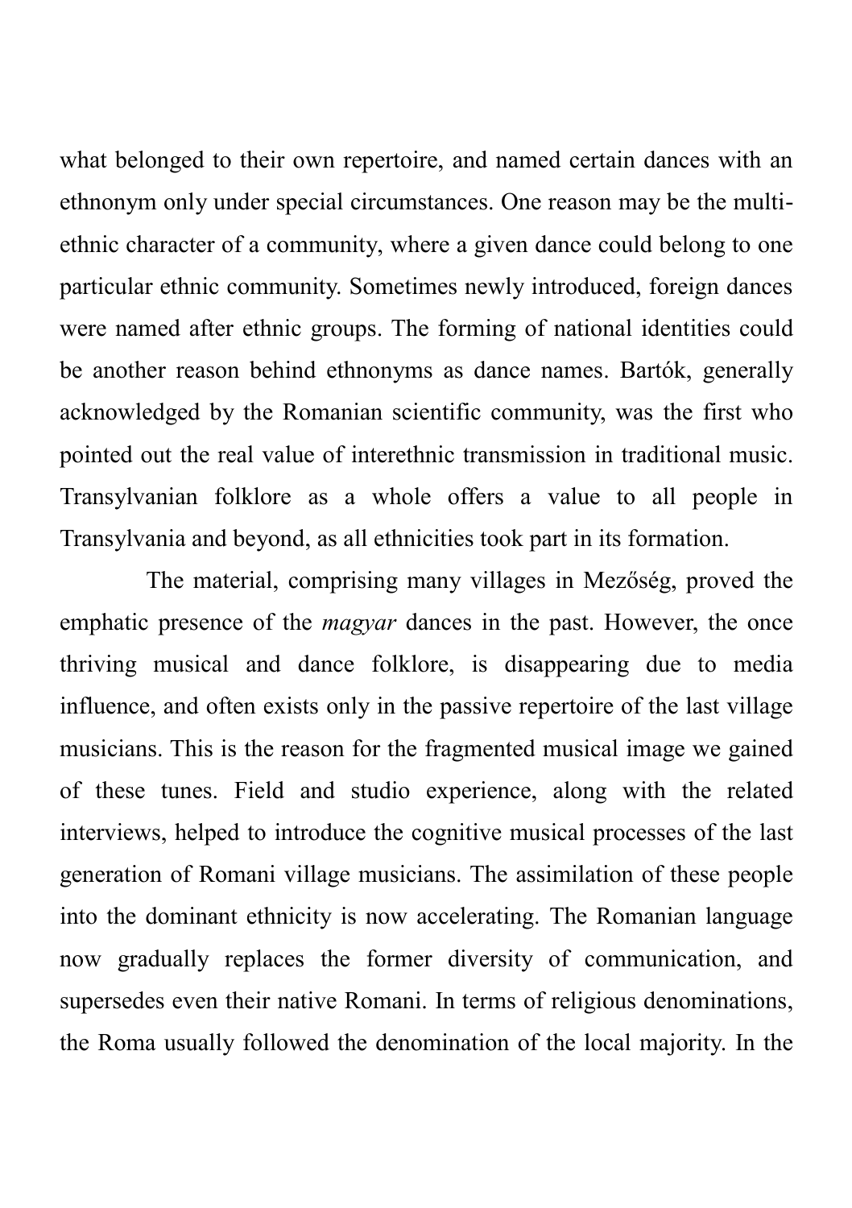what belonged to their own repertoire, and named certain dances with an ethnonym only under special circumstances. One reason may be the multi-ethnic character of a community, where a given dance could belong to one particular ethnic community. Sometimes newly introduced, foreign dances were named after ethnic groups. The forming of national identities could be another reason behind ethnonyms as dance names. Bartók, generally acknowledged by the Romanian scientific community, was the first who pointed out the real value of interethnic transmission in traditional music. Transylvanian folklore as a whole offers a value to all people in Transylvania and beyond, as all ethnicities took part in its formation.

The material, comprising many villages in Mezőség, proved the emphatic presence of the *magyar* dances in the past. However, the once thriving musical and dance folklore, is disappearing due to media influence, and often exists only in the passive repertoire of the last village musicians. This is the reason for the fragmented musical image we gained of these tunes. Field and studio experience, along with the related interviews, helped to introduce the cognitive musical processes of the last generation of Romani village musicians. The assimilation of these people into the dominant ethnicity is now accelerating. The Romanian language now gradually replaces the former diversity of communication, and supersedes even their native Romani. In terms of religious denominations, the Roma usually followed the denomination of the local majority. In the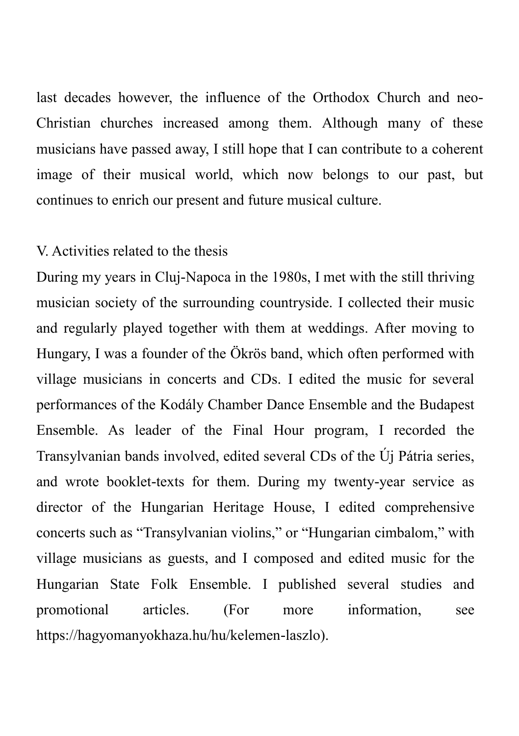last decades however, the influence of the Orthodox Church and neo-Christian churches increased among them. Although many of these musicians have passed away, I still hope that I can contribute to a coherent image of their musical world, which now belongs to our past, but continues to enrich our present and future musical culture.

## V. Activities related to the thesis

During my years in Cluj-Napoca in the 1980s, I met with the still thriving musician society of the surrounding countryside. I collected their music and regularly played together with them at weddings. After moving to Hungary, I was a founder of the Ökrös band, which often performed with village musicians in concerts and CDs. I edited the music for several performances of the Kodály Chamber Dance Ensemble and the Budapest Ensemble. As leader of the Final Hour program, I recorded the Transylvanian bands involved, edited several CDs of the Új Pátria series, and wrote booklet-texts for them. During my twenty-year service as director of the Hungarian Heritage House, I edited comprehensive concerts such as “Transylvanian violins,” or “Hungarian cimbalom,” with village musicians as guests, and I composed and edited music for the Hungarian State Folk Ensemble. I published several studies and promotional articles. (For more information, see https://hagyomanyokhaza.hu/hu/kelemen-laszlo).